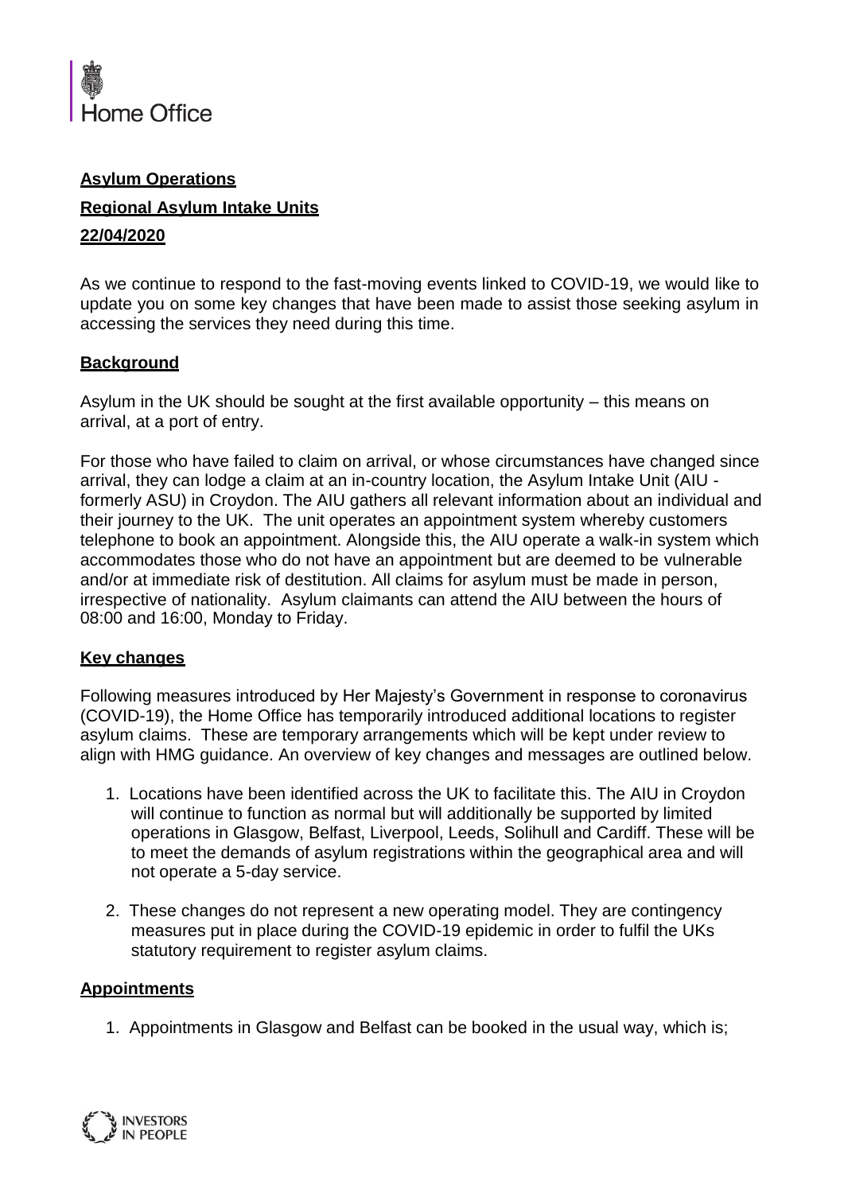Home Office

**Asylum Operations**

**Regional Asylum Intake Units**

**22/04/2020**

As we continue to respond to the fast-moving events linked to COVID-19, we would like to update you on some key changes that have been made to assist those seeking asylum in accessing the services they need during this time.

**Background**

Asylum in the UK should be sought at the first available opportunity – this means on arrival, at a port of entry.

For those who have failed to claim on arrival, or whose circumstances have changed since arrival, they can lodge a claim at an in-country location, the Asylum Intake Unit (AIU - formerly ASU) in Croydon. The AIU gathers all relevant information about an individual and their journey to the UK. The unit operates an appointment system whereby customers telephone to book an appointment. Alongside this, the AIU operate a walk-in system which accommodates those who do not have an appointment but are deemed to be vulnerable and/or at immediate risk of destitution. All claims for asylum must be made in person, irrespective of nationality. Asylum claimants can attend the AIU between the hours of 08:00 and 16:00, Monday to Friday.

**Key changes**

Following measures introduced by Her Majesty's Government in response to coronavirus (COVID-19), the Home Office has temporarily introduced additional locations to register asylum claims. These are temporary arrangements which will be kept under review to align with HMG guidance. An overview of key changes and messages are outlined below.

1. Locations have been identified across the UK to facilitate this. The AIU in Croydon will continue to function as normal but will additionally be supported by limited operations in Glasgow, Belfast, Liverpool, Leeds, Solihull and Cardiff. These will be to meet the demands of asylum registrations within the geographical area and will not operate a 5-day service.
2. These changes do not represent a new operating model. They are contingency measures put in place during the COVID-19 epidemic in order to fulfil the UKs statutory requirement to register asylum claims.

**Appointments**

1. Appointments in Glasgow and Belfast can be booked in the usual way, which is;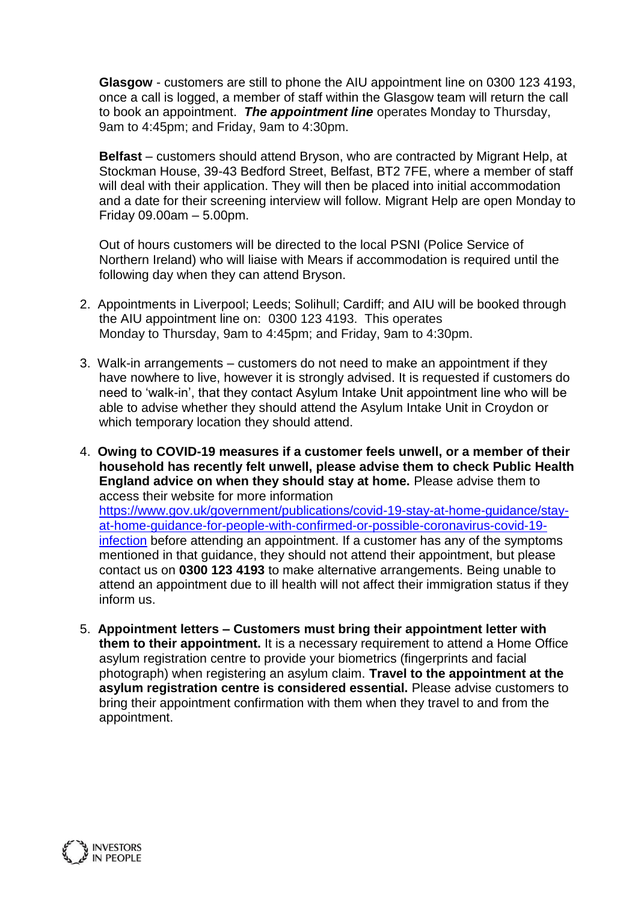**Glasgow** - customers are still to phone the AIU appointment line on 0300 123 4193, once a call is logged, a member of staff within the Glasgow team will return the call to book an appointment. ***The appointment line*** operates Monday to Thursday, 9am to 4:45pm; and Friday, 9am to 4:30pm.

**Belfast** – customers should attend Bryson, who are contracted by Migrant Help, at Stockman House, 39-43 Bedford Street, Belfast, BT2 7FE, where a member of staff will deal with their application. They will then be placed into initial accommodation and a date for their screening interview will follow. Migrant Help are open Monday to Friday 09.00am – 5.00pm.

Out of hours customers will be directed to the local PSNI (Police Service of Northern Ireland) who will liaise with Mears if accommodation is required until the following day when they can attend Bryson.

2. Appointments in Liverpool; Leeds; Solihull; Cardiff; and AIU will be booked through the AIU appointment line on: 0300 123 4193. This operates Monday to Thursday, 9am to 4:45pm; and Friday, 9am to 4:30pm.

3. Walk-in arrangements – customers do not need to make an appointment if they have nowhere to live, however it is strongly advised. It is requested if customers do need to 'walk-in', that they contact Asylum Intake Unit appointment line who will be able to advise whether they should attend the Asylum Intake Unit in Croydon or which temporary location they should attend.

4. **Owing to COVID-19 measures if a customer feels unwell, or a member of their household has recently felt unwell, please advise them to check Public Health England advice on when they should stay at home.** Please advise them to access their website for more information [https://www.gov.uk/government/publications/covid-19-stay-at-home-guidance/stay-at-home-guidance-for-people-with-confirmed-or-possible-coronavirus-covid-19-infection](https://www.gov.uk/government/publications/covid-19-stay-at-home-guidance/stay-at-home-guidance-for-people-with-confirmed-or-possible-coronavirus-covid-19-infection) before attending an appointment. If a customer has any of the symptoms mentioned in that guidance, they should not attend their appointment, but please contact us on **0300 123 4193** to make alternative arrangements. Being unable to attend an appointment due to ill health will not affect their immigration status if they inform us.

5. **Appointment letters – Customers must bring their appointment letter with them to their appointment.** It is a necessary requirement to attend a Home Office asylum registration centre to provide your biometrics (fingerprints and facial photograph) when registering an asylum claim. **Travel to the appointment at the asylum registration centre is considered essential.** Please advise customers to bring their appointment confirmation with them when they travel to and from the appointment.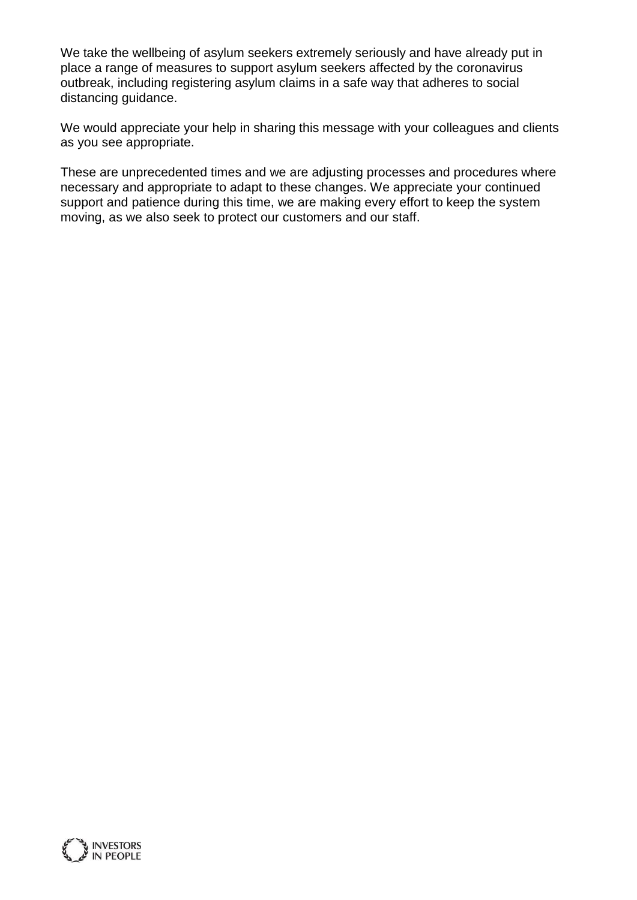We take the wellbeing of asylum seekers extremely seriously and have already put in place a range of measures to support asylum seekers affected by the coronavirus outbreak, including registering asylum claims in a safe way that adheres to social distancing guidance.

We would appreciate your help in sharing this message with your colleagues and clients as you see appropriate.

These are unprecedented times and we are adjusting processes and procedures where necessary and appropriate to adapt to these changes. We appreciate your continued support and patience during this time, we are making every effort to keep the system moving, as we also seek to protect our customers and our staff.

INVESTORS IN PEOPLE